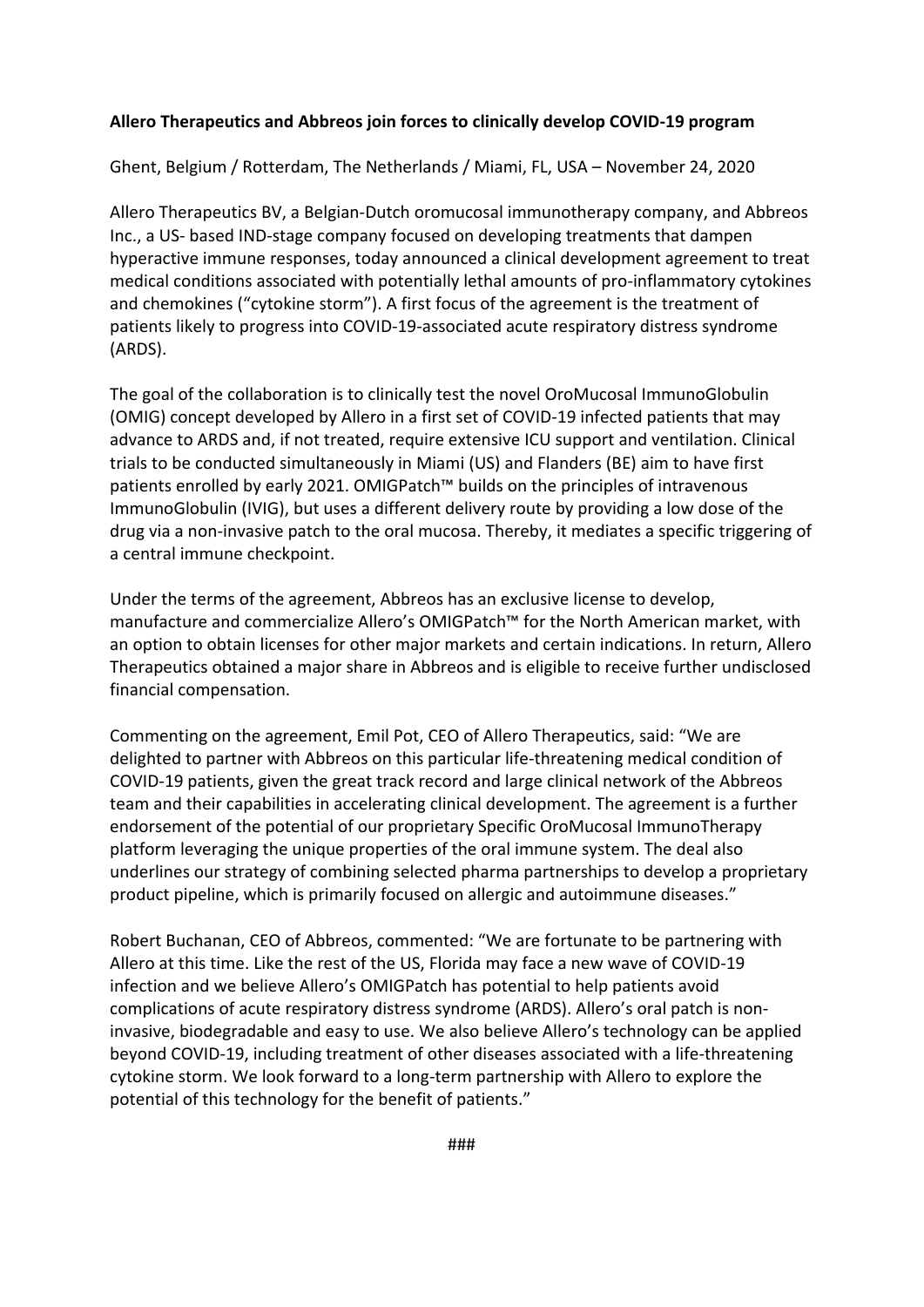**Allero Therapeutics and Abbreos join forces to clinically develop COVID-19 program**

Ghent, Belgium / Rotterdam, The Netherlands / Miami, FL, USA – November 24, 2020

Allero Therapeutics BV, a Belgian-Dutch oromucosal immunotherapy company, and Abbreos Inc., a US- based IND-stage company focused on developing treatments that dampen hyperactive immune responses, today announced a clinical development agreement to treat medical conditions associated with potentially lethal amounts of pro-inflammatory cytokines and chemokines ("cytokine storm"). A first focus of the agreement is the treatment of patients likely to progress into COVID-19-associated acute respiratory distress syndrome (ARDS).

The goal of the collaboration is to clinically test the novel OroMucosal ImmunoGlobulin (OMIG) concept developed by Allero in a first set of COVID-19 infected patients that may advance to ARDS and, if not treated, require extensive ICU support and ventilation. Clinical trials to be conducted simultaneously in Miami (US) and Flanders (BE) aim to have first patients enrolled by early 2021. OMIGPatch™ builds on the principles of intravenous ImmunoGlobulin (IVIG), but uses a different delivery route by providing a low dose of the drug via a non-invasive patch to the oral mucosa. Thereby, it mediates a specific triggering of a central immune checkpoint.

Under the terms of the agreement, Abbreos has an exclusive license to develop, manufacture and commercialize Allero's OMIGPatch™ for the North American market, with an option to obtain licenses for other major markets and certain indications. In return, Allero Therapeutics obtained a major share in Abbreos and is eligible to receive further undisclosed financial compensation.

Commenting on the agreement, Emil Pot, CEO of Allero Therapeutics, said: "We are delighted to partner with Abbreos on this particular life-threatening medical condition of COVID-19 patients, given the great track record and large clinical network of the Abbreos team and their capabilities in accelerating clinical development. The agreement is a further endorsement of the potential of our proprietary Specific OroMucosal ImmunoTherapy platform leveraging the unique properties of the oral immune system. The deal also underlines our strategy of combining selected pharma partnerships to develop a proprietary product pipeline, which is primarily focused on allergic and autoimmune diseases."

Robert Buchanan, CEO of Abbreos, commented: "We are fortunate to be partnering with Allero at this time. Like the rest of the US, Florida may face a new wave of COVID-19 infection and we believe Allero's OMIGPatch has potential to help patients avoid complications of acute respiratory distress syndrome (ARDS). Allero's oral patch is non-invasive, biodegradable and easy to use. We also believe Allero's technology can be applied beyond COVID-19, including treatment of other diseases associated with a life-threatening cytokine storm. We look forward to a long-term partnership with Allero to explore the potential of this technology for the benefit of patients."

###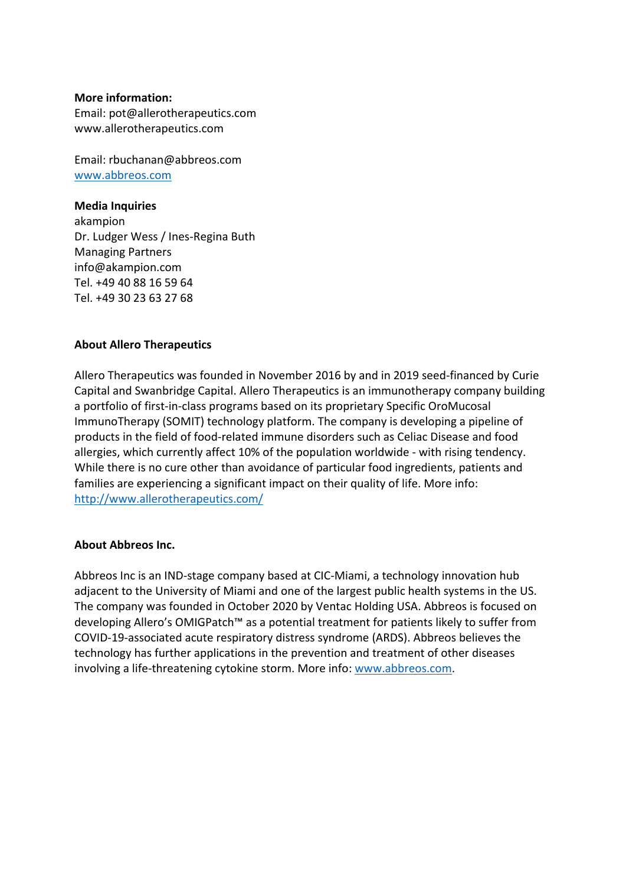**More information:**
Email: pot@allerotherapeutics.com
www.allerotherapeutics.com

Email: rbuchanan@abbreos.com
[www.abbreos.com](http://www.abbreos.com)

**Media Inquiries**
akampion
Dr. Ludger Wess / Ines-Regina Buth
Managing Partners
info@akampion.com
Tel. +49 40 88 16 59 64
Tel. +49 30 23 63 27 68

**About Allero Therapeutics**

Allero Therapeutics was founded in November 2016 by and in 2019 seed-financed by Curie Capital and Swanbridge Capital. Allero Therapeutics is an immunotherapy company building a portfolio of first-in-class programs based on its proprietary Specific OroMucosal ImmunoTherapy (SOMIT) technology platform. The company is developing a pipeline of products in the field of food-related immune disorders such as Celiac Disease and food allergies, which currently affect 10% of the population worldwide - with rising tendency. While there is no cure other than avoidance of particular food ingredients, patients and families are experiencing a significant impact on their quality of life. More info: [http://www.allerotherapeutics.com/](http://www.allerotherapeutics.com/)

**About Abbreos Inc.**

Abbreos Inc is an IND-stage company based at CIC-Miami, a technology innovation hub adjacent to the University of Miami and one of the largest public health systems in the US. The company was founded in October 2020 by Ventac Holding USA. Abbreos is focused on developing Allero's OMIGPatch™ as a potential treatment for patients likely to suffer from COVID-19-associated acute respiratory distress syndrome (ARDS). Abbreos believes the technology has further applications in the prevention and treatment of other diseases involving a life-threatening cytokine storm. More info: [www.abbreos.com](http://www.abbreos.com).